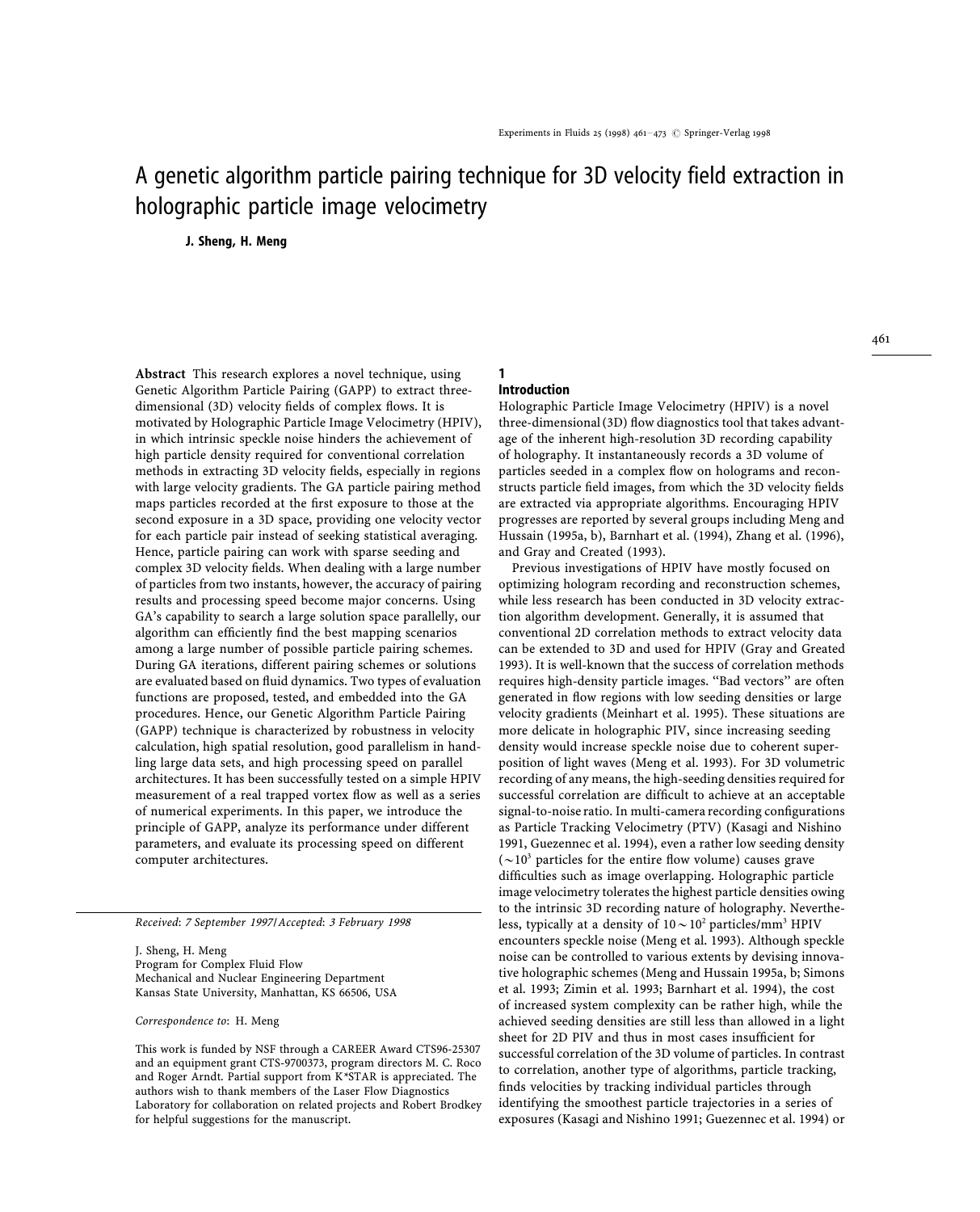# A genetic algorithm particle pairing technique for 3D velocity field extraction in holographic particle image velocimetry

**J. Sheng, H. Meng**

**Abstract** This research explores a novel technique, using Genetic Algorithm Particle Pairing (GAPP) to extract three-dimensional (3D) velocity fields of complex flows. It is motivated by Holographic Particle Image Velocimetry (HPIV), in which intrinsic speckle noise hinders the achievement of high particle density required for conventional correlation methods in extracting 3D velocity fields, especially in regions with large velocity gradients. The GA particle pairing method maps particles recorded at the first exposure to those at the second exposure in a 3D space, providing one velocity vector for each particle pair instead of seeking statistical averaging. Hence, particle pairing can work with sparse seeding and complex 3D velocity fields. When dealing with a large number of particles from two instants, however, the accuracy of pairing results and processing speed become major concerns. Using GA's capability to search a large solution space parallelly, our algorithm can efficiently find the best mapping scenarios among a large number of possible particle pairing schemes. During GA iterations, different pairing schemes or solutions are evaluated based on fluid dynamics. Two types of evaluation functions are proposed, tested, and embedded into the GA procedures. Hence, our Genetic Algorithm Particle Pairing (GAPP) technique is characterized by robustness in velocity calculation, high spatial resolution, good parallelism in handling large data sets, and high processing speed on parallel architectures. It has been successfully tested on a simple HPIV measurement of a real trapped vortex flow as well as a series of numerical experiments. In this paper, we introduce the principle of GAPP, analyze its performance under different parameters, and evaluate its processing speed on different computer architectures.

*Received: 7 September 1997/Accepted: 3 February 1998*

J. Sheng, H. Meng
Program for Complex Fluid Flow
Mechanical and Nuclear Engineering Department
Kansas State University, Manhattan, KS 66506, USA

*Correspondence to*: H. Meng

This work is funded by NSF through a CAREER Award CTS96-25307 and an equipment grant CTS-9700373, program directors M. C. Roco and Roger Arndt. Partial support from K*STAR is appreciated. The authors wish to thank members of the Laser Flow Diagnostics Laboratory for collaboration on related projects and Robert Brodkey for helpful suggestions for the manuscript.

## 1 Introduction

Holographic Particle Image Velocimetry (HPIV) is a novel three-dimensional (3D) flow diagnostics tool that takes advantage of the inherent high-resolution 3D recording capability of holography. It instantaneously records a 3D volume of particles seeded in a complex flow on holograms and reconstructs particle field images, from which the 3D velocity fields are extracted via appropriate algorithms. Encouraging HPIV progresses are reported by several groups including Meng and Hussain (1995a, b), Barnhart et al. (1994), Zhang et al. (1996), and Gray and Created (1993).

Previous investigations of HPIV have mostly focused on optimizing hologram recording and reconstruction schemes, while less research has been conducted in 3D velocity extraction algorithm development. Generally, it is assumed that conventional 2D correlation methods to extract velocity data can be extended to 3D and used for HPIV (Gray and Greated 1993). It is well-known that the success of correlation methods requires high-density particle images. "Bad vectors" are often generated in flow regions with low seeding densities or large velocity gradients (Meinhart et al. 1995). These situations are more delicate in holographic PIV, since increasing seeding density would increase speckle noise due to coherent superposition of light waves (Meng et al. 1993). For 3D volumetric recording of any means, the high-seeding densities required for successful correlation are difficult to achieve at an acceptable signal-to-noise ratio. In multi-camera recording configurations as Particle Tracking Velocimetry (PTV) (Kasagi and Nishino 1991, Guezennec et al. 1994), even a rather low seeding density ($\sim 10^3$ particles for the entire flow volume) causes grave difficulties such as image overlapping. Holographic particle image velocimetry tolerates the highest particle densities owing to the intrinsic 3D recording nature of holography. Nevertheless, typically at a density of $10 \sim 10^2$ particles/mm$^3$ HPIV encounters speckle noise (Meng et al. 1993). Although speckle noise can be controlled to various extents by devising innovative holographic schemes (Meng and Hussain 1995a, b; Simons et al. 1993; Zimin et al. 1993; Barnhart et al. 1994), the cost of increased system complexity can be rather high, while the achieved seeding densities are still less than allowed in a light sheet for 2D PIV and thus in most cases insufficient for successful correlation of the 3D volume of particles. In contrast to correlation, another type of algorithms, particle tracking, finds velocities by tracking individual particles through identifying the smoothest particle trajectories in a series of exposures (Kasagi and Nishino 1991; Guezennec et al. 1994) or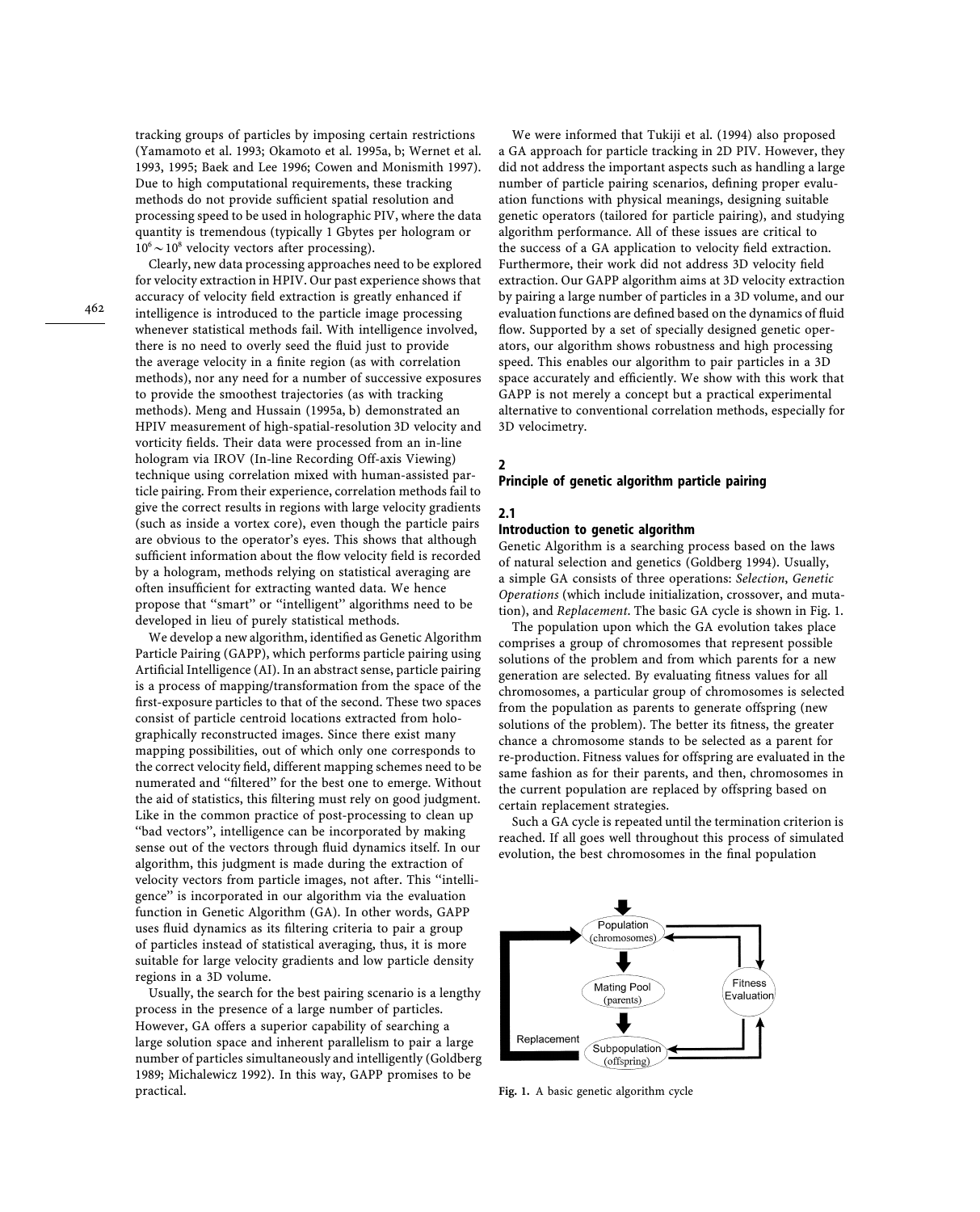tracking groups of particles by imposing certain restrictions (Yamamoto et al. 1993; Okamoto et al. 1995a, b; Wernet et al. 1993, 1995; Baek and Lee 1996; Cowen and Monismith 1997). Due to high computational requirements, these tracking methods do not provide sufficient spatial resolution and processing speed to be used in holographic PIV, where the data quantity is tremendous (typically 1 Gbytes per hologram or $10^6 \sim 10^8$ velocity vectors after processing).

Clearly, new data processing approaches need to be explored for velocity extraction in HPIV. Our past experience shows that accuracy of velocity field extraction is greatly enhanced if intelligence is introduced to the particle image processing whenever statistical methods fail. With intelligence involved, there is no need to overly seed the fluid just to provide the average velocity in a finite region (as with correlation methods), nor any need for a number of successive exposures to provide the smoothest trajectories (as with tracking methods). Meng and Hussain (1995a, b) demonstrated an HPIV measurement of high-spatial-resolution 3D velocity and vorticity fields. Their data were processed from an in-line hologram via IROV (In-line Recording Off-axis Viewing) technique using correlation mixed with human-assisted particle pairing. From their experience, correlation methods fail to give the correct results in regions with large velocity gradients (such as inside a vortex core), even though the particle pairs are obvious to the operator's eyes. This shows that although sufficient information about the flow velocity field is recorded by a hologram, methods relying on statistical averaging are often insufficient for extracting wanted data. We hence propose that "smart" or "intelligent" algorithms need to be developed in lieu of purely statistical methods.

We develop a new algorithm, identified as Genetic Algorithm Particle Pairing (GAPP), which performs particle pairing using Artificial Intelligence (AI). In an abstract sense, particle pairing is a process of mapping/transformation from the space of the first-exposure particles to that of the second. These two spaces consist of particle centroid locations extracted from holographically reconstructed images. Since there exist many mapping possibilities, out of which only one corresponds to the correct velocity field, different mapping schemes need to be numerated and "filtered" for the best one to emerge. Without the aid of statistics, this filtering must rely on good judgment. Like in the common practice of post-processing to clean up "bad vectors", intelligence can be incorporated by making sense out of the vectors through fluid dynamics itself. In our algorithm, this judgment is made during the extraction of velocity vectors from particle images, not after. This "intelligence" is incorporated in our algorithm via the evaluation function in Genetic Algorithm (GA). In other words, GAPP uses fluid dynamics as its filtering criteria to pair a group of particles instead of statistical averaging, thus, it is more suitable for large velocity gradients and low particle density regions in a 3D volume.

Usually, the search for the best pairing scenario is a lengthy process in the presence of a large number of particles. However, GA offers a superior capability of searching a large solution space and inherent parallelism to pair a large number of particles simultaneously and intelligently (Goldberg 1989; Michalewicz 1992). In this way, GAPP promises to be practical.

We were informed that Tukiji et al. (1994) also proposed a GA approach for particle tracking in 2D PIV. However, they did not address the important aspects such as handling a large number of particle pairing scenarios, defining proper evaluation functions with physical meanings, designing suitable genetic operators (tailored for particle pairing), and studying algorithm performance. All of these issues are critical to the success of a GA application to velocity field extraction. Furthermore, their work did not address 3D velocity field extraction. Our GAPP algorithm aims at 3D velocity extraction by pairing a large number of particles in a 3D volume, and our evaluation functions are defined based on the dynamics of fluid flow. Supported by a set of specially designed genetic operators, our algorithm shows robustness and high processing speed. This enables our algorithm to pair particles in a 3D space accurately and efficiently. We show with this work that GAPP is not merely a concept but a practical experimental alternative to conventional correlation methods, especially for 3D velocimetry.

## 2 Principle of genetic algorithm particle pairing

### 2.1 Introduction to genetic algorithm

Genetic Algorithm is a searching process based on the laws of natural selection and genetics (Goldberg 1994). Usually, a simple GA consists of three operations: *Selection*, *Genetic Operations* (which include initialization, crossover, and mutation), and *Replacement*. The basic GA cycle is shown in Fig. 1.

The population upon which the GA evolution takes place comprises a group of chromosomes that represent possible solutions of the problem and from which parents for a new generation are selected. By evaluating fitness values for all chromosomes, a particular group of chromosomes is selected from the population as parents to generate offspring (new solutions of the problem). The better its fitness, the greater chance a chromosome stands to be selected as a parent for re-production. Fitness values for offspring are evaluated in the same fashion as for their parents, and then, chromosomes in the current population are replaced by offspring based on certain replacement strategies.

Such a GA cycle is repeated until the termination criterion is reached. If all goes well throughout this process of simulated evolution, the best chromosomes in the final population

Fig. 1. A basic genetic algorithm cycle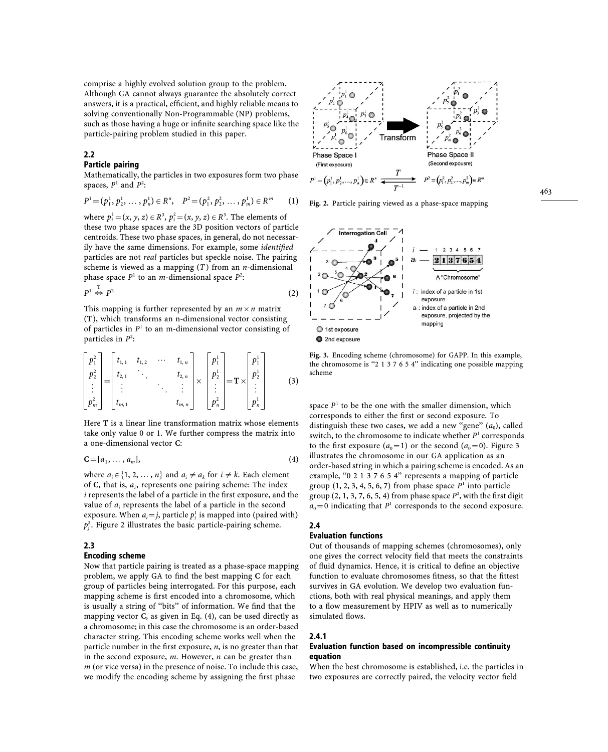comprise a highly evolved solution group to the problem. Although GA cannot always guarantee the absolutely correct answers, it is a practical, efficient, and highly reliable means to solving conventionally Non-Programmable (NP) problems, such as those having a huge or infinite searching space like the particle-pairing problem studied in this paper.

## 2.2
### Particle pairing

Mathematically, the particles in two exposures form two phase spaces, $P^1$ and $P^2$:

$$P^1 = (p_1^1, p_2^1, \ldots, p_n^1) \in R^n, \quad P^2 = (p_1^2, p_2^2, \ldots, p_m^1) \in R^m \tag{1}$$

where $p_i^1 = (x, y, z) \in R^3$, $p_i^2 = (x, y, z) \in R^3$. The elements of these two phase spaces are the 3D position vectors of particle centroids. These two phase spaces, in general, do not necessarily have the same dimensions. For example, some *identified* particles are not *real* particles but speckle noise. The pairing scheme is viewed as a mapping ($T$) from an $n$-dimensional phase space $P^1$ to an $m$-dimensional space $P^2$:

$$P^1 \overset{\mathrm{T}}{\Leftrightarrow} P^2 \tag{2}$$

This mapping is further represented by an $m \times n$ matrix ($\mathbf{T}$), which transforms an n-dimensional vector consisting of particles in $P^1$ to an m-dimensional vector consisting of particles in $P^2$:

$$\begin{bmatrix} p_1^2 \\ p_2^2 \\ \vdots \\ p_m^2 \end{bmatrix} = \begin{bmatrix} t_{1,1} & t_{1,2} & \cdots & t_{1,n} \\ t_{2,1} & \ddots & & t_{2,n} \\ \vdots & & \ddots & \vdots \\ t_{m,1} & & & t_{m,n} \end{bmatrix} \times \begin{bmatrix} p_1^1 \\ p_2^1 \\ \vdots \\ p_n^2 \end{bmatrix} = \mathbf{T} \times \begin{bmatrix} p_1^1 \\ p_2^1 \\ \vdots \\ p_n^1 \end{bmatrix} \tag{3}$$

Here $\mathbf{T}$ is a linear line transformation matrix whose elements take only value 0 or 1. We further compress the matrix into a one-dimensional vector $\mathbf{C}$:

$$\mathbf{C} = [a_1, \ldots, a_m], \tag{4}$$

where $a_i \in \{1, 2, \ldots, n\}$ and $a_i \neq a_k$ for $i \neq k$. Each element of $\mathbf{C}$, that is, $a_i$, represents one pairing scheme: The index $i$ represents the label of a particle in the first exposure, and the value of $a_i$ represents the label of a particle in the second exposure. When $a_i = j$, particle $p_i^1$ is mapped into (paired with) $p_j^2$. Figure 2 illustrates the basic particle-pairing scheme.

## 2.3
### Encoding scheme

Now that particle pairing is treated as a phase-space mapping problem, we apply GA to find the best mapping $\mathbf{C}$ for each group of particles being interrogated. For this purpose, each mapping scheme is first encoded into a chromosome, which is usually a string of "bits" of information. We find that the mapping vector $\mathbf{C}$, as given in Eq. (4), can be used directly as a chromosome; in this case the chromosome is an order-based character string. This encoding scheme works well when the particle number in the first exposure, $n$, is no greater than that in the second exposure, $m$. However, $n$ can be greater than $m$ (or vice versa) in the presence of noise. To include this case, we modify the encoding scheme by assigning the first phase space $P^1$ to be the one with the smaller dimension, which corresponds to either the first or second exposure. To distinguish these two cases, we add a new "gene" ($a_0$), called switch, to the chromosome to indicate whether $P^1$ corresponds to the first exposure ($a_0 = 1$) or the second ($a_0 = 0$). Figure 3 illustrates the chromosome in our GA application as an order-based string in which a pairing scheme is encoded. As an example, "0 2 1 3 7 6 5 4" represents a mapping of particle group (1, 2, 3, 4, 5, 6, 7) from phase space $P^1$ into particle group (2, 1, 3, 7, 6, 5, 4) from phase space $P^2$, with the first digit $a_0 = 0$ indicating that $P^1$ corresponds to the second exposure.

Fig. 2. Particle pairing viewed as a phase-space mapping

Fig. 3. Encoding scheme (chromosome) for GAPP. In this example, the chromosome is "2 1 3 7 6 5 4" indicating one possible mapping scheme

## 2.4
### Evaluation functions

Out of thousands of mapping schemes (chromosomes), only one gives the correct velocity field that meets the constraints of fluid dynamics. Hence, it is critical to define an objective function to evaluate chromosomes fitness, so that the fittest survives in GA evolution. We develop two evaluation functions, both with real physical meanings, and apply them to a flow measurement by HPIV as well as to numerically simulated flows.

### 2.4.1
#### Evaluation function based on incompressible continuity equation

When the best chromosome is established, i.e. the particles in two exposures are correctly paired, the velocity vector field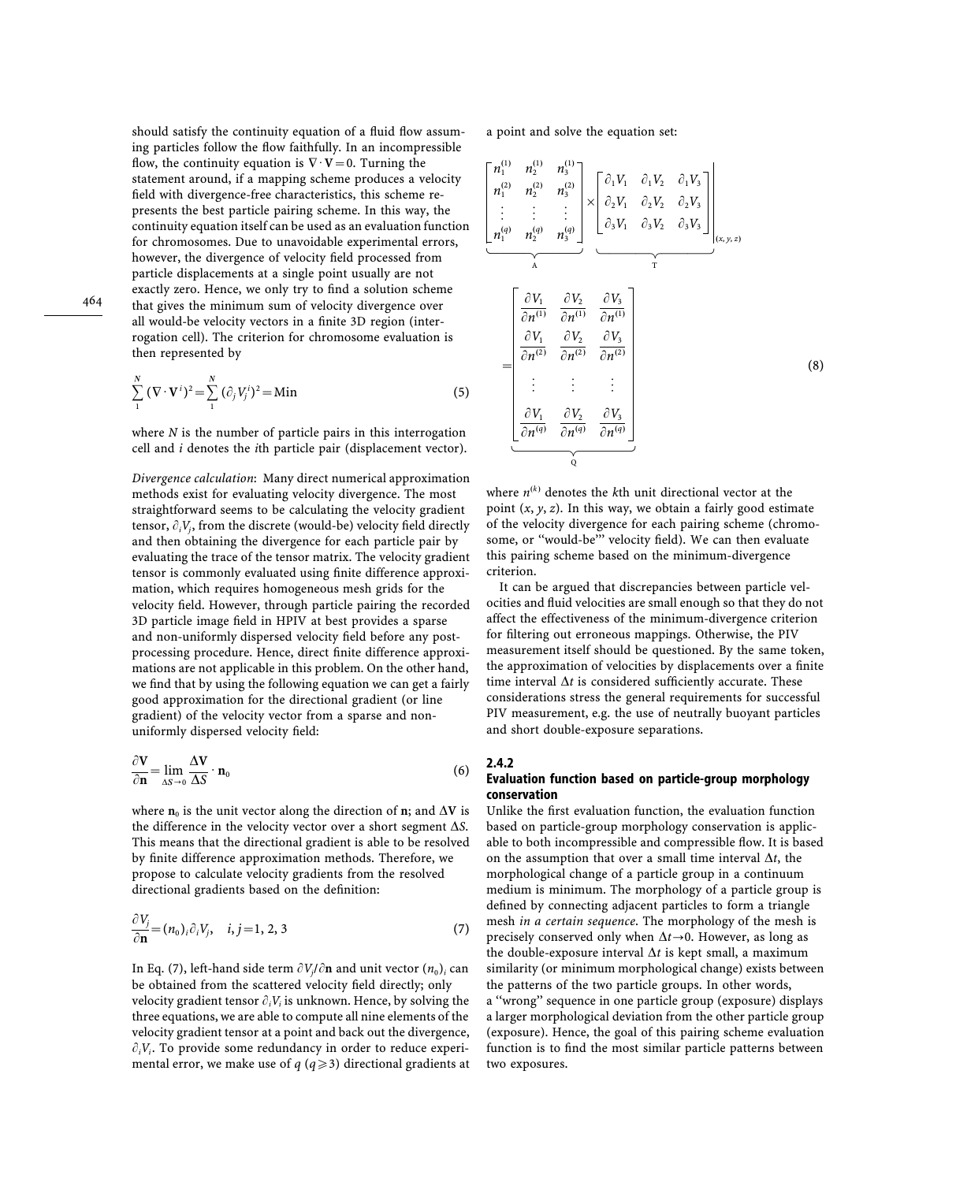should satisfy the continuity equation of a fluid flow assuming particles follow the flow faithfully. In an incompressible flow, the continuity equation is $\nabla \cdot \mathbf{V} = 0$. Turning the statement around, if a mapping scheme produces a velocity field with divergence-free characteristics, this scheme represents the best particle pairing scheme. In this way, the continuity equation itself can be used as an evaluation function for chromosomes. Due to unavoidable experimental errors, however, the divergence of velocity field processed from particle displacements at a single point usually are not exactly zero. Hence, we only try to find a solution scheme that gives the minimum sum of velocity divergence over all would-be velocity vectors in a finite 3D region (interrogation cell). The criterion for chromosome evaluation is then represented by

$$\sum_{1}^{N} (\nabla \cdot \mathbf{V}^i)^2 = \sum_{1}^{N} (\partial_j V_j^i)^2 = \text{Min} \tag{5}$$

where $N$ is the number of particle pairs in this interrogation cell and $i$ denotes the $i$th particle pair (displacement vector).

*Divergence calculation*: Many direct numerical approximation methods exist for evaluating velocity divergence. The most straightforward seems to be calculating the velocity gradient tensor, $\partial_i V_j$, from the discrete (would-be) velocity field directly and then obtaining the divergence for each particle pair by evaluating the trace of the tensor matrix. The velocity gradient tensor is commonly evaluated using finite difference approximation, which requires homogeneous mesh grids for the velocity field. However, through particle pairing the recorded 3D particle image field in HPIV at best provides a sparse and non-uniformly dispersed velocity field before any post-processing procedure. Hence, direct finite difference approximations are not applicable in this problem. On the other hand, we find that by using the following equation we can get a fairly good approximation for the directional gradient (or line gradient) of the velocity vector from a sparse and non-uniformly dispersed velocity field:

$$\frac{\partial \mathbf{V}}{\partial \mathbf{n}} = \lim_{\Delta S \to 0} \frac{\Delta \mathbf{V}}{\Delta S} \cdot \mathbf{n}_0 \tag{6}$$

where $\mathbf{n}_0$ is the unit vector along the direction of $\mathbf{n}$; and $\Delta \mathbf{V}$ is the difference in the velocity vector over a short segment $\Delta S$. This means that the directional gradient is able to be resolved by finite difference approximation methods. Therefore, we propose to calculate velocity gradients from the resolved directional gradients based on the definition:

$$\frac{\partial V_j}{\partial \mathbf{n}} = (n_0)_i \partial_i V_j, \quad i, j = 1, 2, 3 \tag{7}$$

In Eq. (7), left-hand side term $\partial V_j / \partial \mathbf{n}$ and unit vector $(n_0)_i$ can be obtained from the scattered velocity field directly; only velocity gradient tensor $\partial_i V_i$ is unknown. Hence, by solving the three equations, we are able to compute all nine elements of the velocity gradient tensor at a point and back out the divergence, $\partial_i V_i$. To provide some redundancy in order to reduce experimental error, we make use of $q$ ($q \geqslant 3$) directional gradients at a point and solve the equation set:

$$\underbrace{\begin{bmatrix} n_1^{(1)} & n_2^{(1)} & n_3^{(1)} \\ n_1^{(2)} & n_2^{(2)} & n_3^{(2)} \\ \vdots & \vdots & \vdots \\ n_1^{(q)} & n_2^{(q)} & n_3^{(q)} \end{bmatrix}}_{A} \times \underbrace{\begin{bmatrix} \partial_1 V_1 & \partial_1 V_2 & \partial_1 V_3 \\ \partial_2 V_1 & \partial_2 V_2 & \partial_2 V_3 \\ \partial_3 V_1 & \partial_3 V_2 & \partial_3 V_3 \end{bmatrix}_{(x,y,z)}}_{T} = \underbrace{\begin{bmatrix} \frac{\partial V_1}{\partial n^{(1)}} & \frac{\partial V_2}{\partial n^{(1)}} & \frac{\partial V_3}{\partial n^{(1)}} \\ \frac{\partial V_1}{\partial n^{(2)}} & \frac{\partial V_2}{\partial n^{(2)}} & \frac{\partial V_3}{\partial n^{(2)}} \\ \vdots & \vdots & \vdots \\ \frac{\partial V_1}{\partial n^{(q)}} & \frac{\partial V_2}{\partial n^{(q)}} & \frac{\partial V_3}{\partial n^{(q)}} \end{bmatrix}}_{Q} \tag{8}$$

where $n^{(k)}$ denotes the $k$th unit directional vector at the point $(x, y, z)$. In this way, we obtain a fairly good estimate of the velocity divergence for each pairing scheme (chromosome, or "would-be"' velocity field). We can then evaluate this pairing scheme based on the minimum-divergence criterion.

It can be argued that discrepancies between particle velocities and fluid velocities are small enough so that they do not affect the effectiveness of the minimum-divergence criterion for filtering out erroneous mappings. Otherwise, the PIV measurement itself should be questioned. By the same token, the approximation of velocities by displacements over a finite time interval $\Delta t$ is considered sufficiently accurate. These considerations stress the general requirements for successful PIV measurement, e.g. the use of neutrally buoyant particles and short double-exposure separations.

### 2.4.2
### Evaluation function based on particle-group morphology conservation

Unlike the first evaluation function, the evaluation function based on particle-group morphology conservation is applicable to both incompressible and compressible flow. It is based on the assumption that over a small time interval $\Delta t$, the morphological change of a particle group in a continuum medium is minimum. The morphology of a particle group is defined by connecting adjacent particles to form a triangle mesh *in a certain sequence*. The morphology of the mesh is precisely conserved only when $\Delta t \to 0$. However, as long as the double-exposure interval $\Delta t$ is kept small, a maximum similarity (or minimum morphological change) exists between the patterns of the two particle groups. In other words, a "wrong" sequence in one particle group (exposure) displays a larger morphological deviation from the other particle group (exposure). Hence, the goal of this pairing scheme evaluation function is to find the most similar particle patterns between two exposures.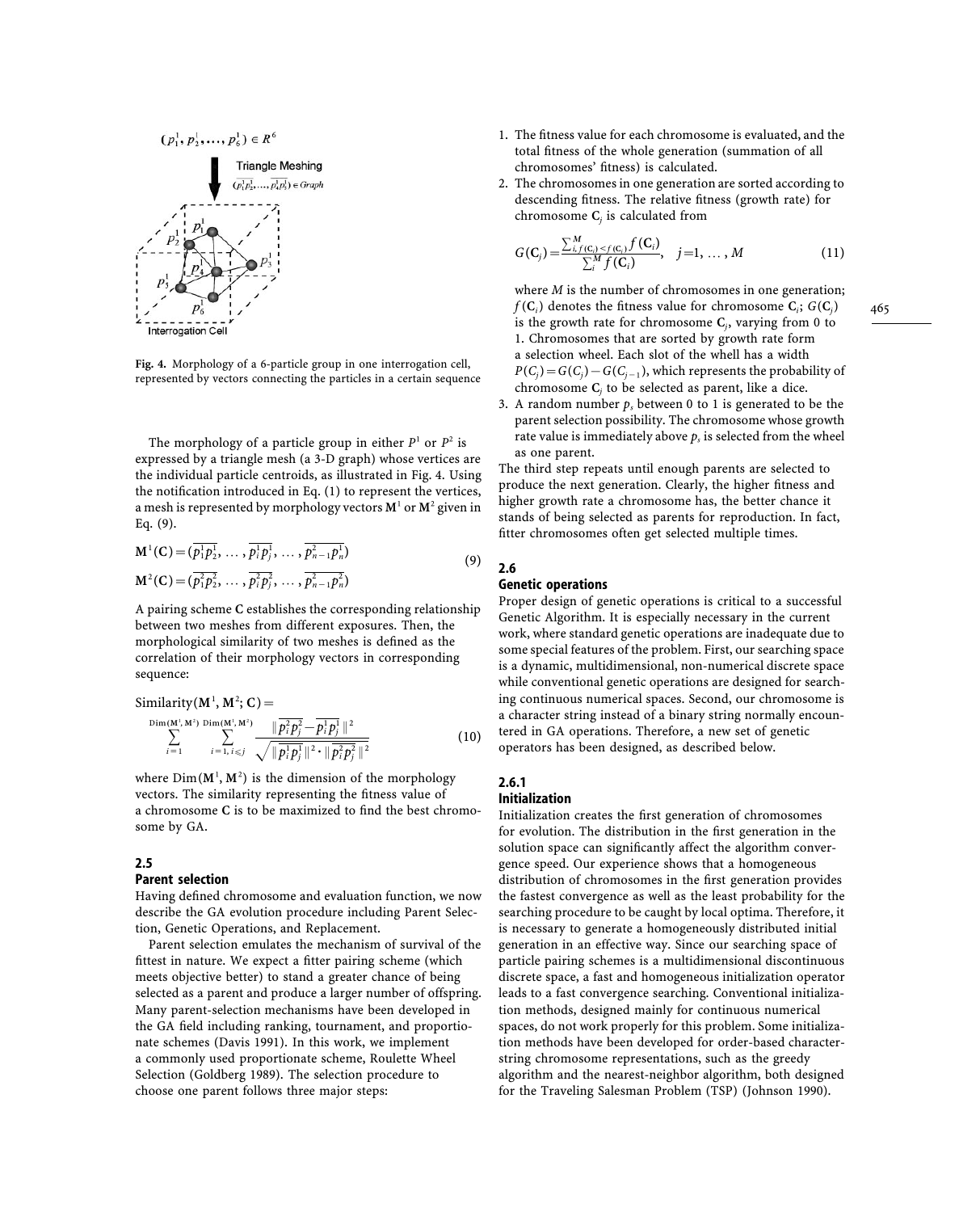Fig. 4. Morphology of a 6-particle group in one interrogation cell, represented by vectors connecting the particles in a certain sequence

The morphology of a particle group in either $P^1$ or $P^2$ is expressed by a triangle mesh (a 3-D graph) whose vertices are the individual particle centroids, as illustrated in Fig. 4. Using the notification introduced in Eq. (1) to represent the vertices, a mesh is represented by morphology vectors $\mathbf{M}^1$ or $\mathbf{M}^2$ given in Eq. (9).

$$
\begin{aligned}
\mathbf{M}^1(\mathbf{C}) &= (\overline{p_1^1 p_2^1}, \ldots, \overline{p_i^1 p_j^1}, \ldots, \overline{p_{n-1}^2 p_n^1}) \\
\mathbf{M}^2(\mathbf{C}) &= (\overline{p_1^2 p_2^2}, \ldots, \overline{p_i^2 p_j^2}, \ldots, \overline{p_{n-1}^2 p_n^2})
\end{aligned}
\tag{9}
$$

A pairing scheme $\mathbf{C}$ establishes the corresponding relationship between two meshes from different exposures. Then, the morphological similarity of two meshes is defined as the correlation of their morphology vectors in corresponding sequence:

$$
\text{Similarity}(\mathbf{M}^1, \mathbf{M}^2; \mathbf{C}) = \sum_{i=1}^{\text{Dim}(\mathbf{M}^1,\mathbf{M}^2)} \sum_{i=1, i \leqslant j}^{\text{Dim}(\mathbf{M}^1,\mathbf{M}^2)} \frac{\| \overline{p_i^2 p_j^2} - \overline{p_i^1 p_j^1} \|^2}{\sqrt{\| \overline{p_i^1 p_j^1} \|^2 \cdot \| \overline{p_i^2 p_j^2} \|^2}}
\tag{10}
$$

where $\text{Dim}(\mathbf{M}^1, \mathbf{M}^2)$ is the dimension of the morphology vectors. The similarity representing the fitness value of a chromosome $\mathbf{C}$ is to be maximized to find the best chromosome by GA.

## 2.5 Parent selection

Having defined chromosome and evaluation function, we now describe the GA evolution procedure including Parent Selection, Genetic Operations, and Replacement.

Parent selection emulates the mechanism of survival of the fittest in nature. We expect a fitter pairing scheme (which meets objective better) to stand a greater chance of being selected as a parent and produce a larger number of offspring. Many parent-selection mechanisms have been developed in the GA field including ranking, tournament, and proportionate schemes (Davis 1991). In this work, we implement a commonly used proportionate scheme, Roulette Wheel Selection (Goldberg 1989). The selection procedure to choose one parent follows three major steps:

1. The fitness value for each chromosome is evaluated, and the total fitness of the whole generation (summation of all chromosomes' fitness) is calculated.
2. The chromosomes in one generation are sorted according to descending fitness. The relative fitness (growth rate) for chromosome $\mathbf{C}_j$ is calculated from

$$
G(\mathbf{C}_j) = \frac{\sum_{i, f(\mathbf{C}_i) < f(\mathbf{C}_j)}^{M} f(\mathbf{C}_i)}{\sum_i^M f(\mathbf{C}_i)}, \quad j = 1, \ldots, M
\tag{11}
$$

   where $M$ is the number of chromosomes in one generation; $f(\mathbf{C}_i)$ denotes the fitness value for chromosome $\mathbf{C}_i$; $G(\mathbf{C}_j)$ is the growth rate for chromosome $\mathbf{C}_j$, varying from 0 to 1. Chromosomes that are sorted by growth rate form a selection wheel. Each slot of the whell has a width $P(C_j) = G(C_j) - G(C_{j-1})$, which represents the probability of chromosome $\mathbf{C}_j$ to be selected as parent, like a dice.
3. A random number $p_s$ between 0 to 1 is generated to be the parent selection possibility. The chromosome whose growth rate value is immediately above $p_s$ is selected from the wheel as one parent.

The third step repeats until enough parents are selected to produce the next generation. Clearly, the higher fitness and higher growth rate a chromosome has, the better chance it stands of being selected as parents for reproduction. In fact, fitter chromosomes often get selected multiple times.

## 2.6 Genetic operations

Proper design of genetic operations is critical to a successful Genetic Algorithm. It is especially necessary in the current work, where standard genetic operations are inadequate due to some special features of the problem. First, our searching space is a dynamic, multidimensional, non-numerical discrete space while conventional genetic operations are designed for searching continuous numerical spaces. Second, our chromosome is a character string instead of a binary string normally encountered in GA operations. Therefore, a new set of genetic operators has been designed, as described below.

### 2.6.1 Initialization

Initialization creates the first generation of chromosomes for evolution. The distribution in the first generation in the solution space can significantly affect the algorithm convergence speed. Our experience shows that a homogeneous distribution of chromosomes in the first generation provides the fastest convergence as well as the least probability for the searching procedure to be caught by local optima. Therefore, it is necessary to generate a homogeneously distributed initial generation in an effective way. Since our searching space of particle pairing schemes is a multidimensional discontinuous discrete space, a fast and homogeneous initialization operator leads to a fast convergence searching. Conventional initialization methods, designed mainly for continuous numerical spaces, do not work properly for this problem. Some initialization methods have been developed for order-based character-string chromosome representations, such as the greedy algorithm and the nearest-neighbor algorithm, both designed for the Traveling Salesman Problem (TSP) (Johnson 1990).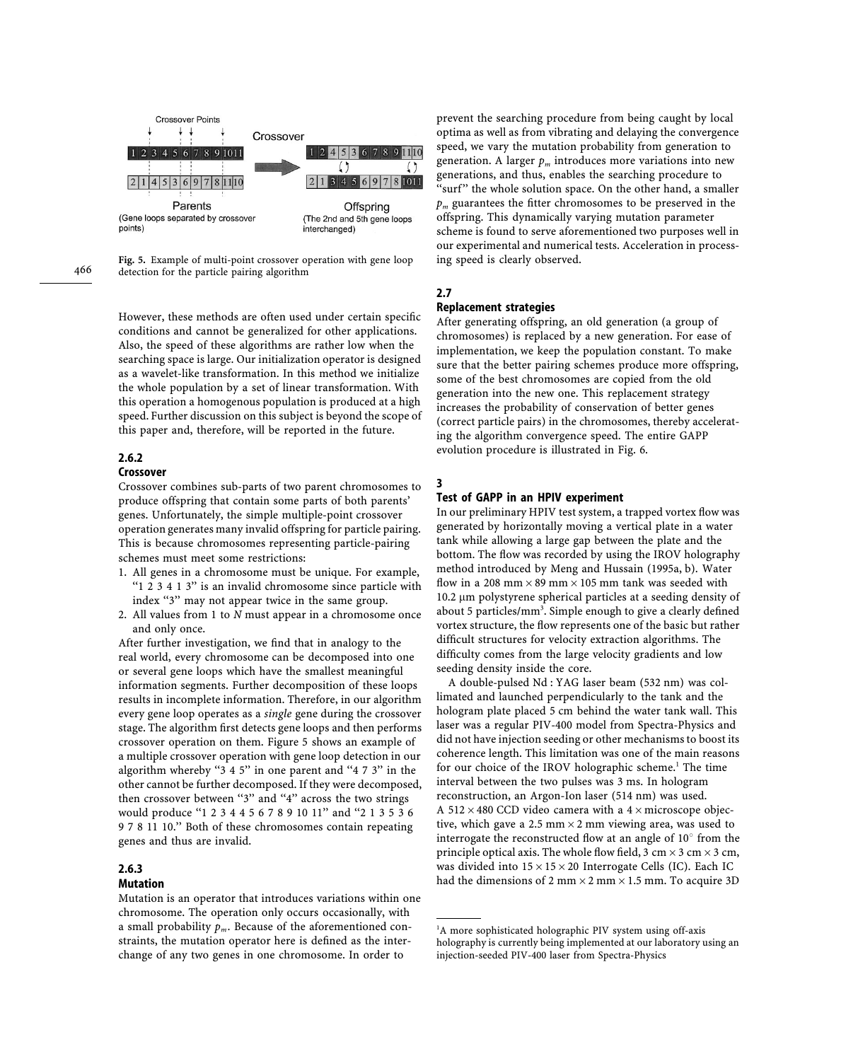Fig. 5. Example of multi-point crossover operation with gene loop detection for the particle pairing algorithm

However, these methods are often used under certain specific conditions and cannot be generalized for other applications. Also, the speed of these algorithms are rather low when the searching space is large. Our initialization operator is designed as a wavelet-like transformation. In this method we initialize the whole population by a set of linear transformation. With this operation a homogenous population is produced at a high speed. Further discussion on this subject is beyond the scope of this paper and, therefore, will be reported in the future.

#### 2.6.2
#### Crossover

Crossover combines sub-parts of two parent chromosomes to produce offspring that contain some parts of both parents' genes. Unfortunately, the simple multiple-point crossover operation generates many invalid offspring for particle pairing. This is because chromosomes representing particle-pairing schemes must meet some restrictions:

1. All genes in a chromosome must be unique. For example, "1 2 3 4 1 3" is an invalid chromosome since particle with index "3" may not appear twice in the same group.
2. All values from 1 to $N$ must appear in a chromosome once and only once.

After further investigation, we find that in analogy to the real world, every chromosome can be decomposed into one or several gene loops which have the smallest meaningful information segments. Further decomposition of these loops results in incomplete information. Therefore, in our algorithm every gene loop operates as a *single* gene during the crossover stage. The algorithm first detects gene loops and then performs crossover operation on them. Figure 5 shows an example of a multiple crossover operation with gene loop detection in our algorithm whereby "3 4 5" in one parent and "4 7 3" in the other cannot be further decomposed. If they were decomposed, then crossover between "3" and "4" across the two strings would produce "1 2 3 4 4 5 6 7 8 9 10 11" and "2 1 3 5 3 6 9 7 8 11 10." Both of these chromosomes contain repeating genes and thus are invalid.

#### 2.6.3
#### Mutation

Mutation is an operator that introduces variations within one chromosome. The operation only occurs occasionally, with a small probability $p_m$. Because of the aforementioned constraints, the mutation operator here is defined as the interchange of any two genes in one chromosome. In order to prevent the searching procedure from being caught by local optima as well as from vibrating and delaying the convergence speed, we vary the mutation probability from generation to generation. A larger $p_m$ introduces more variations into new generations, and thus, enables the searching procedure to "surf" the whole solution space. On the other hand, a smaller $p_m$ guarantees the fitter chromosomes to be preserved in the offspring. This dynamically varying mutation parameter scheme is found to serve aforementioned two purposes well in our experimental and numerical tests. Acceleration in processing speed is clearly observed.

### 2.7
### Replacement strategies

After generating offspring, an old generation (a group of chromosomes) is replaced by a new generation. For ease of implementation, we keep the population constant. To make sure that the better pairing schemes produce more offspring, some of the best chromosomes are copied from the old generation into the new one. This replacement strategy increases the probability of conservation of better genes (correct particle pairs) in the chromosomes, thereby accelerating the algorithm convergence speed. The entire GAPP evolution procedure is illustrated in Fig. 6.

## 3
## Test of GAPP in an HPIV experiment

In our preliminary HPIV test system, a trapped vortex flow was generated by horizontally moving a vertical plate in a water tank while allowing a large gap between the plate and the bottom. The flow was recorded by using the IROV holography method introduced by Meng and Hussain (1995a, b). Water flow in a 208 mm × 89 mm × 105 mm tank was seeded with 10.2 μm polystyrene spherical particles at a seeding density of about 5 particles/mm$^3$. Simple enough to give a clearly defined vortex structure, the flow represents one of the basic but rather difficult structures for velocity extraction algorithms. The difficulty comes from the large velocity gradients and low seeding density inside the core.

A double-pulsed Nd : YAG laser beam (532 nm) was collimated and launched perpendicularly to the tank and the hologram plate placed 5 cm behind the water tank wall. This laser was a regular PIV-400 model from Spectra-Physics and did not have injection seeding or other mechanisms to boost its coherence length. This limitation was one of the main reasons for our choice of the IROV holographic scheme.[1] The time interval between the two pulses was 3 ms. In hologram reconstruction, an Argon-Ion laser (514 nm) was used. A 512 × 480 CCD video camera with a 4 × microscope objective, which gave a 2.5 mm × 2 mm viewing area, was used to interrogate the reconstructed flow at an angle of 10° from the principle optical axis. The whole flow field, 3 cm × 3 cm × 3 cm, was divided into 15 × 15 × 20 Interrogate Cells (IC). Each IC had the dimensions of 2 mm × 2 mm × 1.5 mm. To acquire 3D

[1] A more sophisticated holographic PIV system using off-axis holography is currently being implemented at our laboratory using an injection-seeded PIV-400 laser from Spectra-Physics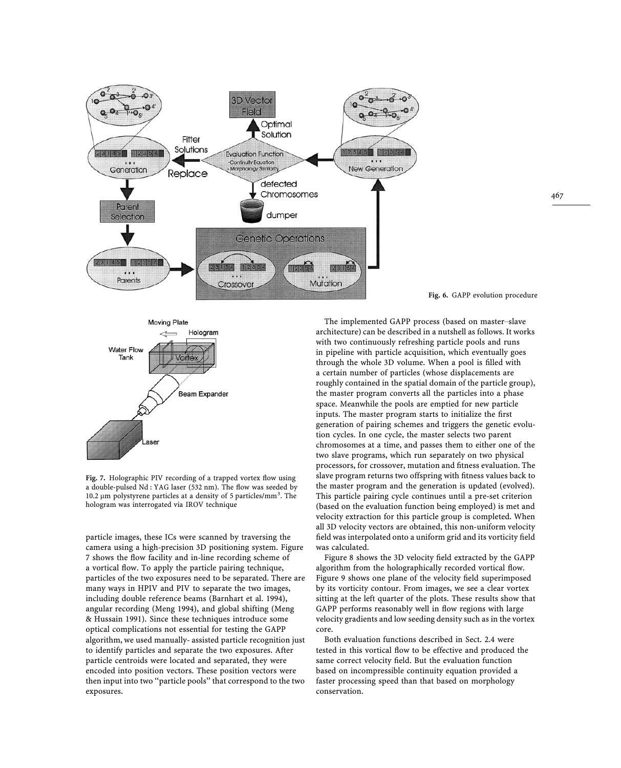Fig. 6. GAPP evolution procedure

Fig. 7. Holographic PIV recording of a trapped vortex flow using a double-pulsed Nd : YAG laser (532 nm). The flow was seeded by 10.2 μm polystyrene particles at a density of 5 particles/mm$^3$. The hologram was interrogated via IROV technique

particle images, these ICs were scanned by traversing the camera using a high-precision 3D positioning system. Figure 7 shows the flow facility and in-line recording scheme of a vortical flow. To apply the particle pairing technique, particles of the two exposures need to be separated. There are many ways in HPIV and PIV to separate the two images, including double reference beams (Barnhart et al. 1994), angular recording (Meng 1994), and global shifting (Meng & Hussain 1991). Since these techniques introduce some optical complications not essential for testing the GAPP algorithm, we used manually- assisted particle recognition just to identify particles and separate the two exposures. After particle centroids were located and separated, they were encoded into position vectors. These position vectors were then input into two "particle pools" that correspond to the two exposures.

The implemented GAPP process (based on master–slave architecture) can be described in a nutshell as follows. It works with two continuously refreshing particle pools and runs in pipeline with particle acquisition, which eventually goes through the whole 3D volume. When a pool is filled with a certain number of particles (whose displacements are roughly contained in the spatial domain of the particle group), the master program converts all the particles into a phase space. Meanwhile the pools are emptied for new particle inputs. The master program starts to initialize the first generation of pairing schemes and triggers the genetic evolution cycles. In one cycle, the master selects two parent chromosomes at a time, and passes them to either one of the two slave programs, which run separately on two physical processors, for crossover, mutation and fitness evaluation. The slave program returns two offspring with fitness values back to the master program and the generation is updated (evolved). This particle pairing cycle continues until a pre-set criterion (based on the evaluation function being employed) is met and velocity extraction for this particle group is completed. When all 3D velocity vectors are obtained, this non-uniform velocity field was interpolated onto a uniform grid and its vorticity field was calculated.

Figure 8 shows the 3D velocity field extracted by the GAPP algorithm from the holographically recorded vortical flow. Figure 9 shows one plane of the velocity field superimposed by its vorticity contour. From images, we see a clear vortex sitting at the left quarter of the plots. These results show that GAPP performs reasonably well in flow regions with large velocity gradients and low seeding density such as in the vortex core.

Both evaluation functions described in Sect. 2.4 were tested in this vortical flow to be effective and produced the same correct velocity field. But the evaluation function based on incompressible continuity equation provided a faster processing speed than that based on morphology conservation.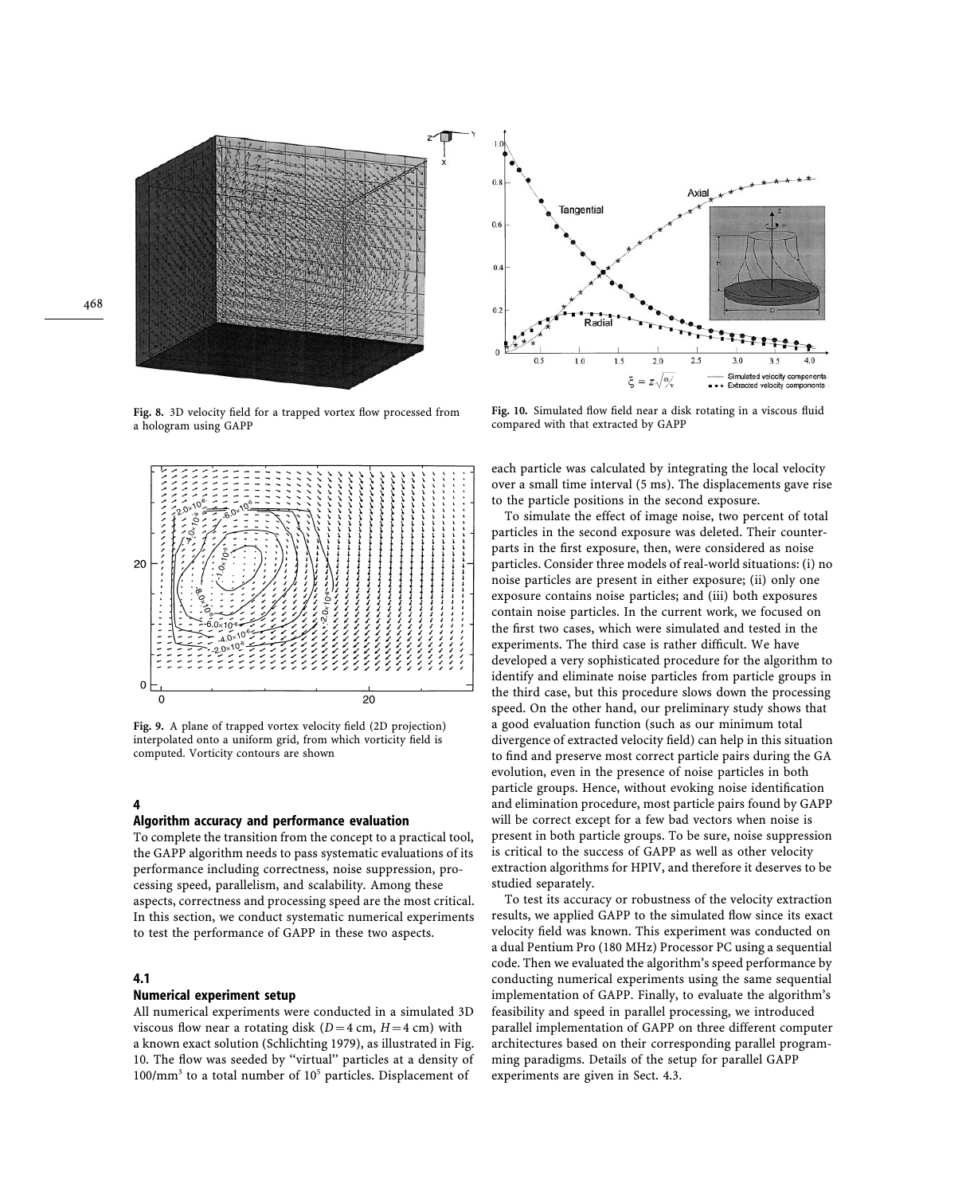Fig. 8. 3D velocity field for a trapped vortex flow processed from a hologram using GAPP

Fig. 9. A plane of trapped vortex velocity field (2D projection) interpolated onto a uniform grid, from which vorticity field is computed. Vorticity contours are shown

Fig. 10. Simulated flow field near a disk rotating in a viscous fluid compared with that extracted by GAPP

## 4

## Algorithm accuracy and performance evaluation

To complete the transition from the concept to a practical tool, the GAPP algorithm needs to pass systematic evaluations of its performance including correctness, noise suppression, processing speed, parallelism, and scalability. Among these aspects, correctness and processing speed are the most critical. In this section, we conduct systematic numerical experiments to test the performance of GAPP in these two aspects.

### 4.1

### Numerical experiment setup

All numerical experiments were conducted in a simulated 3D viscous flow near a rotating disk ($D = 4$ cm, $H = 4$ cm) with a known exact solution (Schlichting 1979), as illustrated in Fig. 10. The flow was seeded by "virtual" particles at a density of $100/\text{mm}^3$ to a total number of $10^5$ particles. Displacement of each particle was calculated by integrating the local velocity over a small time interval (5 ms). The displacements gave rise to the particle positions in the second exposure.

To simulate the effect of image noise, two percent of total particles in the second exposure was deleted. Their counterparts in the first exposure, then, were considered as noise particles. Consider three models of real-world situations: (i) no noise particles are present in either exposure; (ii) only one exposure contains noise particles; and (iii) both exposures contain noise particles. In the current work, we focused on the first two cases, which were simulated and tested in the experiments. The third case is rather difficult. We have developed a very sophisticated procedure for the algorithm to identify and eliminate noise particles from particle groups in the third case, but this procedure slows down the processing speed. On the other hand, our preliminary study shows that a good evaluation function (such as our minimum total divergence of extracted velocity field) can help in this situation to find and preserve most correct particle pairs during the GA evolution, even in the presence of noise particles in both particle groups. Hence, without evoking noise identification and elimination procedure, most particle pairs found by GAPP will be correct except for a few bad vectors when noise is present in both particle groups. To be sure, noise suppression is critical to the success of GAPP as well as other velocity extraction algorithms for HPIV, and therefore it deserves to be studied separately.

To test its accuracy or robustness of the velocity extraction results, we applied GAPP to the simulated flow since its exact velocity field was known. This experiment was conducted on a dual Pentium Pro (180 MHz) Processor PC using a sequential code. Then we evaluated the algorithm's speed performance by conducting numerical experiments using the same sequential implementation of GAPP. Finally, to evaluate the algorithm's feasibility and speed in parallel processing, we introduced parallel implementation of GAPP on three different computer architectures based on their corresponding parallel programming paradigms. Details of the setup for parallel GAPP experiments are given in Sect. 4.3.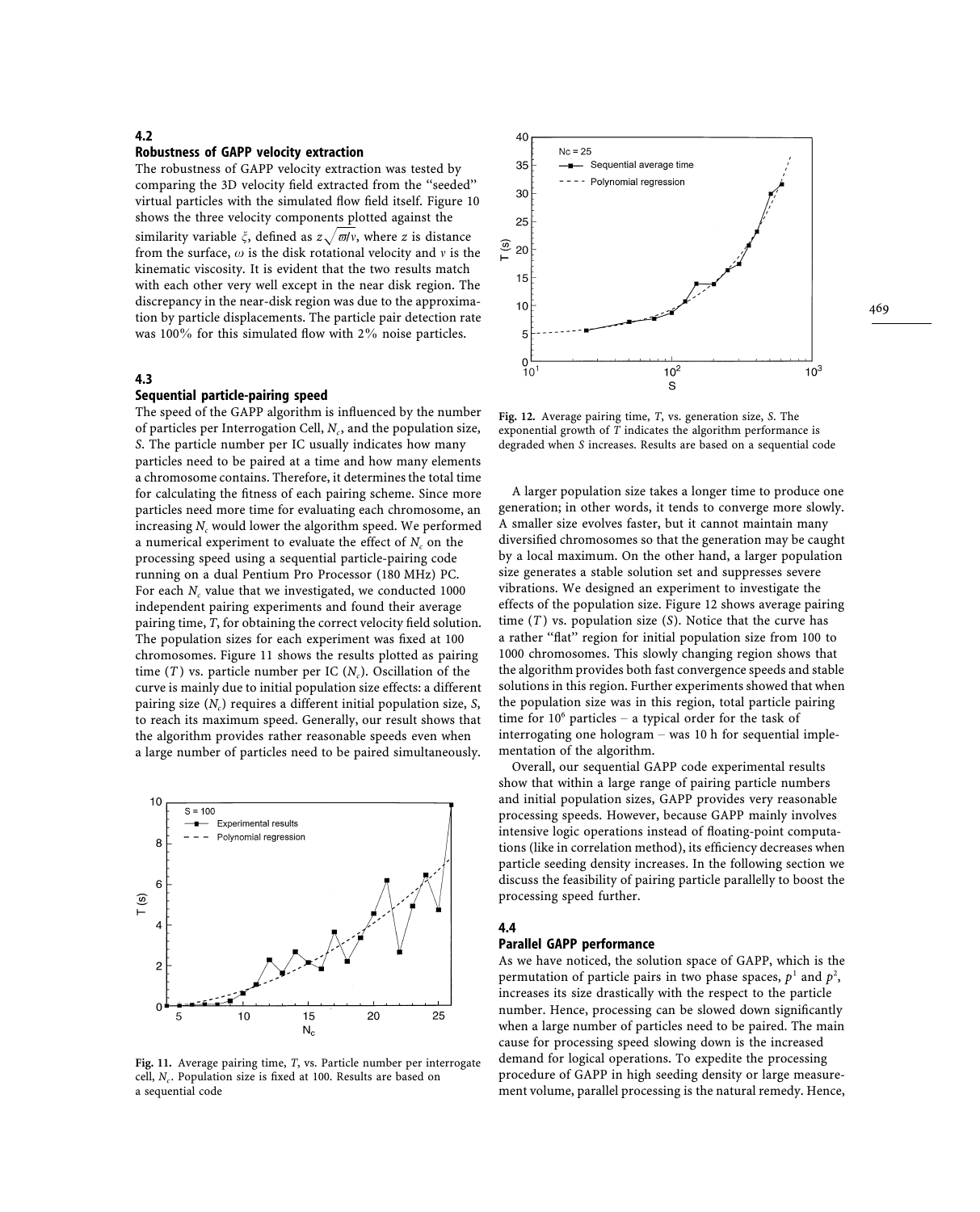### 4.2
### Robustness of GAPP velocity extraction

The robustness of GAPP velocity extraction was tested by comparing the 3D velocity field extracted from the "seeded" virtual particles with the simulated flow field itself. Figure 10 shows the three velocity components plotted against the similarity variable $\xi$, defined as $z\sqrt{\varpi/v}$, where $z$ is distance from the surface, $\omega$ is the disk rotational velocity and $v$ is the kinematic viscosity. It is evident that the two results match with each other very well except in the near disk region. The discrepancy in the near-disk region was due to the approximation by particle displacements. The particle pair detection rate was 100% for this simulated flow with 2% noise particles.

### 4.3
### Sequential particle-pairing speed

The speed of the GAPP algorithm is influenced by the number of particles per Interrogation Cell, $N_c$, and the population size, $S$. The particle number per IC usually indicates how many particles need to be paired at a time and how many elements a chromosome contains. Therefore, it determines the total time for calculating the fitness of each pairing scheme. Since more particles need more time for evaluating each chromosome, an increasing $N_c$ would lower the algorithm speed. We performed a numerical experiment to evaluate the effect of $N_c$ on the processing speed using a sequential particle-pairing code running on a dual Pentium Pro Processor (180 MHz) PC. For each $N_c$ value that we investigated, we conducted 1000 independent pairing experiments and found their average pairing time, $T$, for obtaining the correct velocity field solution. The population sizes for each experiment was fixed at 100 chromosomes. Figure 11 shows the results plotted as pairing time ($T$) vs. particle number per IC ($N_c$). Oscillation of the curve is mainly due to initial population size effects: a different pairing size ($N_c$) requires a different initial population size, $S$, to reach its maximum speed. Generally, our result shows that the algorithm provides rather reasonable speeds even when a large number of particles need to be paired simultaneously.

**Fig. 11.** Average pairing time, $T$, vs. Particle number per interrogate cell, $N_c$. Population size is fixed at 100. Results are based on a sequential code

**Fig. 12.** Average pairing time, $T$, vs. generation size, $S$. The exponential growth of $T$ indicates the algorithm performance is degraded when $S$ increases. Results are based on a sequential code

A larger population size takes a longer time to produce one generation; in other words, it tends to converge more slowly. A smaller size evolves faster, but it cannot maintain many diversified chromosomes so that the generation may be caught by a local maximum. On the other hand, a larger population size generates a stable solution set and suppresses severe vibrations. We designed an experiment to investigate the effects of the population size. Figure 12 shows average pairing time ($T$) vs. population size ($S$). Notice that the curve has a rather "flat" region for initial population size from 100 to 1000 chromosomes. This slowly changing region shows that the algorithm provides both fast convergence speeds and stable solutions in this region. Further experiments showed that when the population size was in this region, total particle pairing time for $10^6$ particles – a typical order for the task of interrogating one hologram – was 10 h for sequential implementation of the algorithm.

Overall, our sequential GAPP code experimental results show that within a large range of pairing particle numbers and initial population sizes, GAPP provides very reasonable processing speeds. However, because GAPP mainly involves intensive logic operations instead of floating-point computations (like in correlation method), its efficiency decreases when particle seeding density increases. In the following section we discuss the feasibility of pairing particle parallelly to boost the processing speed further.

### 4.4
### Parallel GAPP performance

As we have noticed, the solution space of GAPP, which is the permutation of particle pairs in two phase spaces, $p^1$ and $p^2$, increases its size drastically with the respect to the particle number. Hence, processing can be slowed down significantly when a large number of particles need to be paired. The main cause for processing speed slowing down is the increased demand for logical operations. To expedite the processing procedure of GAPP in high seeding density or large measurement volume, parallel processing is the natural remedy. Hence,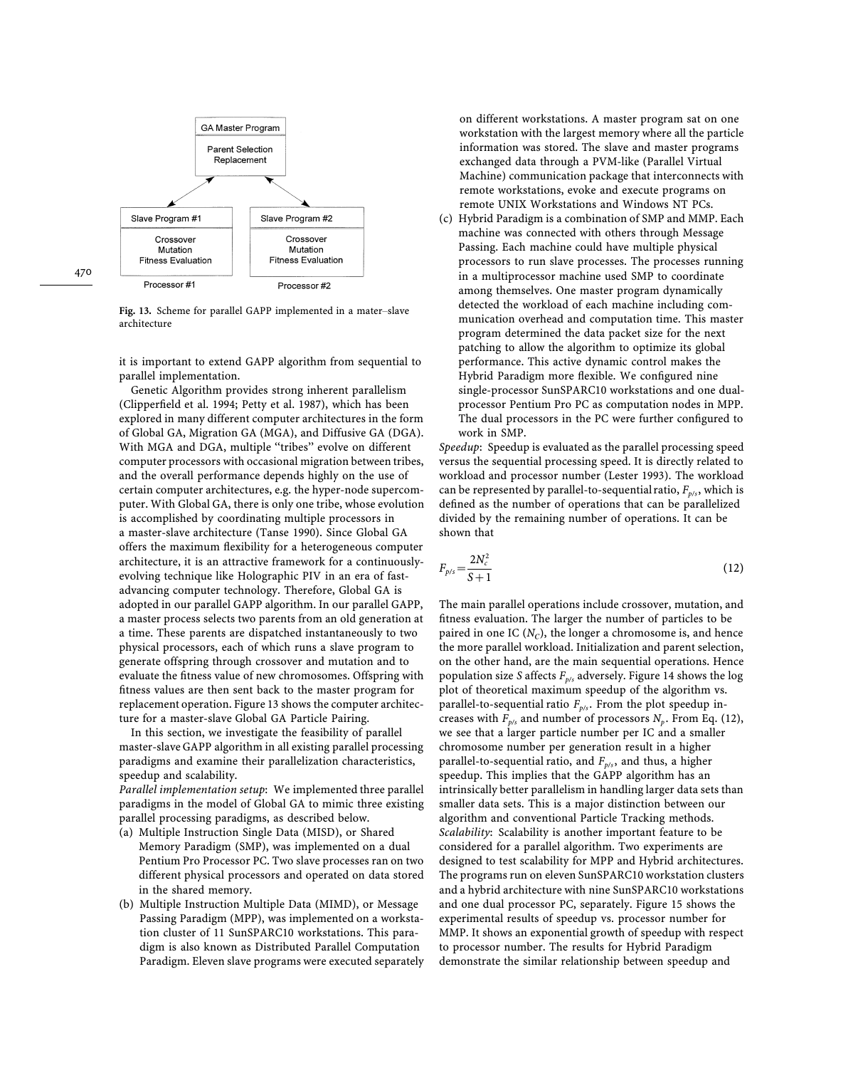Fig. 13. Scheme for parallel GAPP implemented in a mater–slave architecture

it is important to extend GAPP algorithm from sequential to parallel implementation.

Genetic Algorithm provides strong inherent parallelism (Clipperfield et al. 1994; Petty et al. 1987), which has been explored in many different computer architectures in the form of Global GA, Migration GA (MGA), and Diffusive GA (DGA). With MGA and DGA, multiple "tribes" evolve on different computer processors with occasional migration between tribes, and the overall performance depends highly on the use of certain computer architectures, e.g. the hyper-node supercomputer. With Global GA, there is only one tribe, whose evolution is accomplished by coordinating multiple processors in a master-slave architecture (Tanse 1990). Since Global GA offers the maximum flexibility for a heterogeneous computer architecture, it is an attractive framework for a continuously-evolving technique like Holographic PIV in an era of fast-advancing computer technology. Therefore, Global GA is adopted in our parallel GAPP algorithm. In our parallel GAPP, a master process selects two parents from an old generation at a time. These parents are dispatched instantaneously to two physical processors, each of which runs a slave program to generate offspring through crossover and mutation and to evaluate the fitness value of new chromosomes. Offspring with fitness values are then sent back to the master program for replacement operation. Figure 13 shows the computer architecture for a master-slave Global GA Particle Pairing.

In this section, we investigate the feasibility of parallel master-slave GAPP algorithm in all existing parallel processing paradigms and examine their parallelization characteristics, speedup and scalability.

*Parallel implementation setup*: We implemented three parallel paradigms in the model of Global GA to mimic three existing parallel processing paradigms, as described below.

(a) Multiple Instruction Single Data (MISD), or Shared Memory Paradigm (SMP), was implemented on a dual Pentium Pro Processor PC. Two slave processes ran on two different physical processors and operated on data stored in the shared memory.
(b) Multiple Instruction Multiple Data (MIMD), or Message Passing Paradigm (MPP), was implemented on a workstation cluster of 11 SunSPARC10 workstations. This paradigm is also known as Distributed Parallel Computation Paradigm. Eleven slave programs were executed separately on different workstations. A master program sat on one workstation with the largest memory where all the particle information was stored. The slave and master programs exchanged data through a PVM-like (Parallel Virtual Machine) communication package that interconnects with remote workstations, evoke and execute programs on remote UNIX Workstations and Windows NT PCs.
(c) Hybrid Paradigm is a combination of SMP and MMP. Each machine was connected with others through Message Passing. Each machine could have multiple physical processors to run slave processes. The processes running in a multiprocessor machine used SMP to coordinate among themselves. One master program dynamically detected the workload of each machine including communication overhead and computation time. This master program determined the data packet size for the next patching to allow the algorithm to optimize its global performance. This active dynamic control makes the Hybrid Paradigm more flexible. We configured nine single-processor SunSPARC10 workstations and one dual-processor Pentium Pro PC as computation nodes in MPP. The dual processors in the PC were further configured to work in SMP.

*Speedup*: Speedup is evaluated as the parallel processing speed versus the sequential processing speed. It is directly related to workload and processor number (Lester 1993). The workload can be represented by parallel-to-sequential ratio, $F_{p/s}$, which is defined as the number of operations that can be parallelized divided by the remaining number of operations. It can be shown that

$$F_{p/s} = \frac{2N_c^2}{S+1} \tag{12}$$

The main parallel operations include crossover, mutation, and fitness evaluation. The larger the number of particles to be paired in one IC ($N_C$), the longer a chromosome is, and hence the more parallel workload. Initialization and parent selection, on the other hand, are the main sequential operations. Hence population size $S$ affects $F_{p/s}$ adversely. Figure 14 shows the log plot of theoretical maximum speedup of the algorithm vs. parallel-to-sequential ratio $F_{p/s}$. From the plot speedup increases with $F_{p/s}$ and number of processors $N_p$. From Eq. (12), we see that a larger particle number per IC and a smaller chromosome number per generation result in a higher parallel-to-sequential ratio, and $F_{p/s}$, and thus, a higher speedup. This implies that the GAPP algorithm has an intrinsically better parallelism in handling larger data sets than smaller data sets. This is a major distinction between our algorithm and conventional Particle Tracking methods.

*Scalability*: Scalability is another important feature to be considered for a parallel algorithm. Two experiments are designed to test scalability for MPP and Hybrid architectures. The programs run on eleven SunSPARC10 workstation clusters and a hybrid architecture with nine SunSPARC10 workstations and one dual processor PC, separately. Figure 15 shows the experimental results of speedup vs. processor number for MMP. It shows an exponential growth of speedup with respect to processor number. The results for Hybrid Paradigm demonstrate the similar relationship between speedup and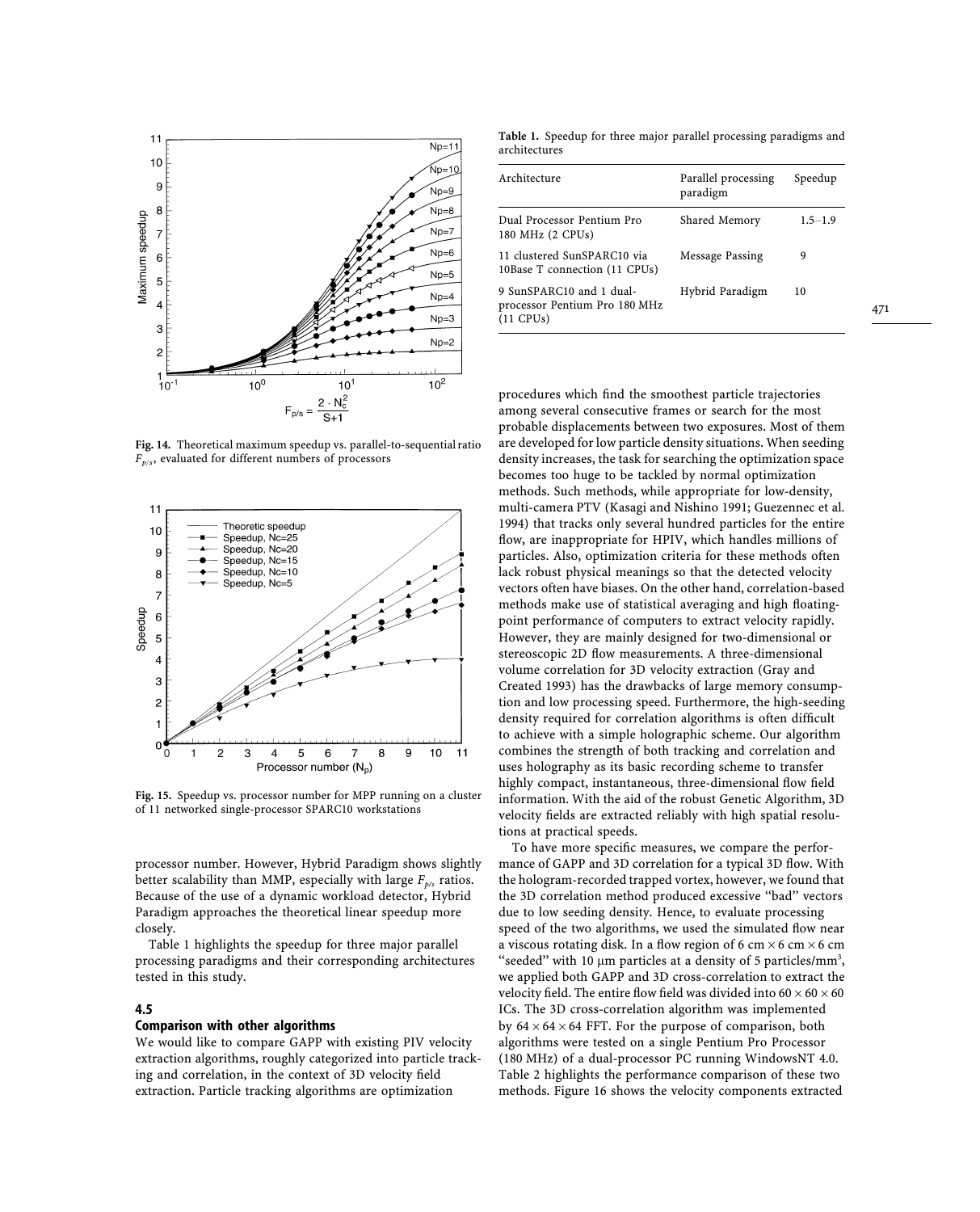Fig. 14. Theoretical maximum speedup vs. parallel-to-sequential ratio $F_{p/s}$, evaluated for different numbers of processors

Fig. 15. Speedup vs. processor number for MPP running on a cluster of 11 networked single-processor SPARC10 workstations

processor number. However, Hybrid Paradigm shows slightly better scalability than MMP, especially with large $F_{p/s}$ ratios. Because of the use of a dynamic workload detector, Hybrid Paradigm approaches the theoretical linear speedup more closely.

Table 1 highlights the speedup for three major parallel processing paradigms and their corresponding architectures tested in this study.

## 4.5 Comparison with other algorithms

We would like to compare GAPP with existing PIV velocity extraction algorithms, roughly categorized into particle tracking and correlation, in the context of 3D velocity field extraction. Particle tracking algorithms are optimization procedures which find the smoothest particle trajectories among several consecutive frames or search for the most probable displacements between two exposures. Most of them are developed for low particle density situations. When seeding density increases, the task for searching the optimization space becomes too huge to be tackled by normal optimization methods. Such methods, while appropriate for low-density, multi-camera PTV (Kasagi and Nishino 1991; Guezennec et al. 1994) that tracks only several hundred particles for the entire flow, are inappropriate for HPIV, which handles millions of particles. Also, optimization criteria for these methods often lack robust physical meanings so that the detected velocity vectors often have biases. On the other hand, correlation-based methods make use of statistical averaging and high floating-point performance of computers to extract velocity rapidly. However, they are mainly designed for two-dimensional or stereoscopic 2D flow measurements. A three-dimensional volume correlation for 3D velocity extraction (Gray and Created 1993) has the drawbacks of large memory consumption and low processing speed. Furthermore, the high-seeding density required for correlation algorithms is often difficult to achieve with a simple holographic scheme. Our algorithm combines the strength of both tracking and correlation and uses holography as its basic recording scheme to transfer highly compact, instantaneous, three-dimensional flow field information. With the aid of the robust Genetic Algorithm, 3D velocity fields are extracted reliably with high spatial resolutions at practical speeds.

To have more specific measures, we compare the performance of GAPP and 3D correlation for a typical 3D flow. With the hologram-recorded trapped vortex, however, we found that the 3D correlation method produced excessive "bad" vectors due to low seeding density. Hence, to evaluate processing speed of the two algorithms, we used the simulated flow near a viscous rotating disk. In a flow region of 6 cm × 6 cm × 6 cm "seeded" with 10 μm particles at a density of 5 particles/mm$^3$, we applied both GAPP and 3D cross-correlation to extract the velocity field. The entire flow field was divided into $60 \times 60 \times 60$ ICs. The 3D cross-correlation algorithm was implemented by $64 \times 64 \times 64$ FFT. For the purpose of comparison, both algorithms were tested on a single Pentium Pro Processor (180 MHz) of a dual-processor PC running WindowsNT 4.0. Table 2 highlights the performance comparison of these two methods. Figure 16 shows the velocity components extracted

**Table 1.** Speedup for three major parallel processing paradigms and architectures

| Architecture | Parallel processing paradigm | Speedup |
|---|---|---|
| Dual Processor Pentium Pro 180 MHz (2 CPUs) | Shared Memory | 1.5–1.9 |
| 11 clustered SunSPARC10 via 10Base T connection (11 CPUs) | Message Passing | 9 |
| 9 SunSPARC10 and 1 dual-processor Pentium Pro 180 MHz (11 CPUs) | Hybrid Paradigm | 10 |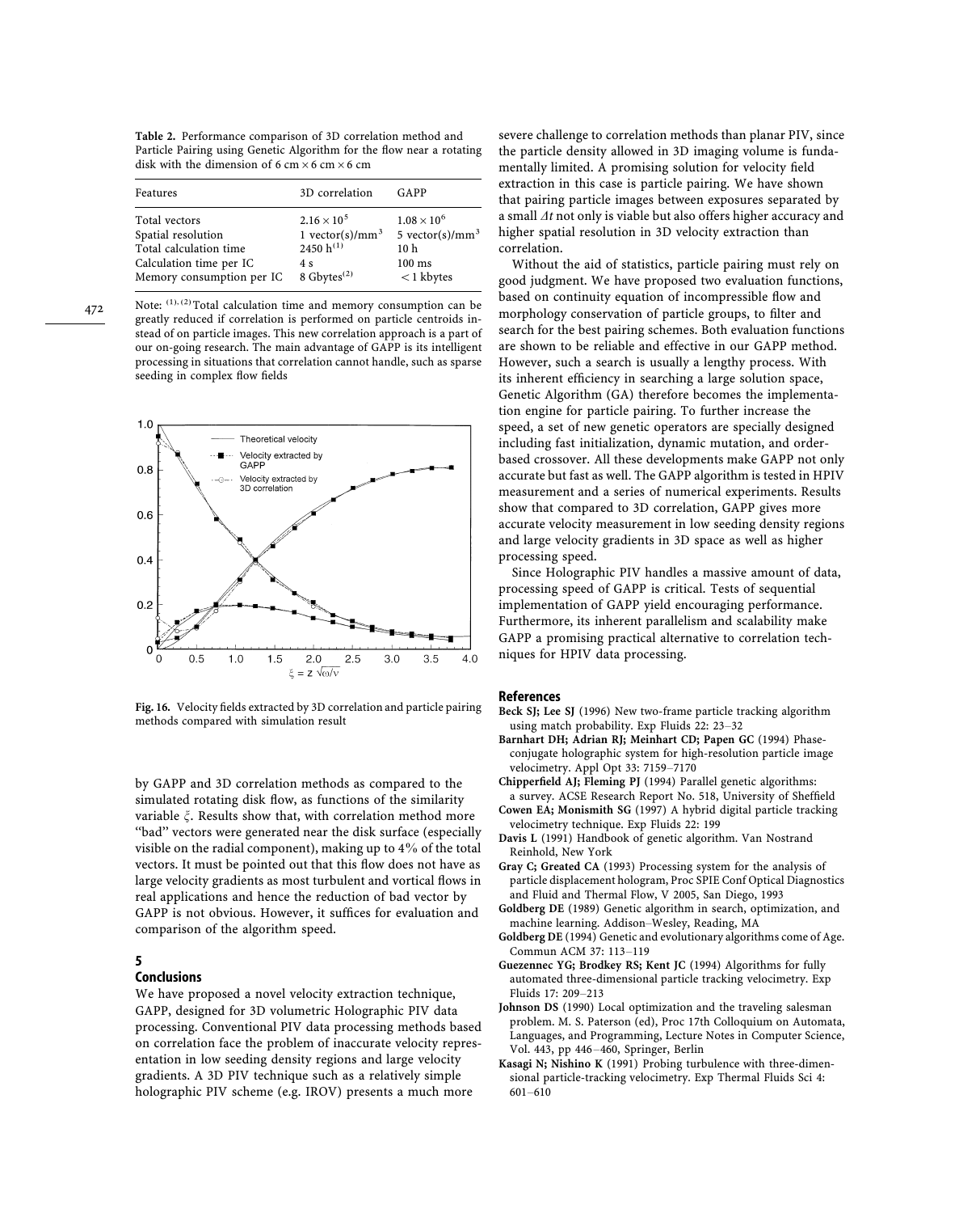**Table 2.** Performance comparison of 3D correlation method and Particle Pairing using Genetic Algorithm for the flow near a rotating disk with the dimension of 6 cm × 6 cm × 6 cm

| Features | 3D correlation | GAPP |
|---|---|---|
| Total vectors | $2.16 \times 10^5$ | $1.08 \times 10^6$ |
| Spatial resolution | 1 vector(s)/mm$^3$ | 5 vector(s)/mm$^3$ |
| Total calculation time | 2450 h$^{(1)}$ | 10 h |
| Calculation time per IC | 4 s | 100 ms |
| Memory consumption per IC | 8 Gbytes$^{(2)}$ | < 1 kbytes |

Note: $^{(1),(2)}$ Total calculation time and memory consumption can be greatly reduced if correlation is performed on particle centroids instead of on particle images. This new correlation approach is a part of our on-going research. The main advantage of GAPP is its intelligent processing in situations that correlation cannot handle, such as sparse seeding in complex flow fields

**Fig. 16.** Velocity fields extracted by 3D correlation and particle pairing methods compared with simulation result

by GAPP and 3D correlation methods as compared to the simulated rotating disk flow, as functions of the similarity variable $\xi$. Results show that, with correlation method more "bad" vectors were generated near the disk surface (especially visible on the radial component), making up to 4% of the total vectors. It must be pointed out that this flow does not have as large velocity gradients as most turbulent and vortical flows in real applications and hence the reduction of bad vector by GAPP is not obvious. However, it suffices for evaluation and comparison of the algorithm speed.

## 5 Conclusions

We have proposed a novel velocity extraction technique, GAPP, designed for 3D volumetric Holographic PIV data processing. Conventional PIV data processing methods based on correlation face the problem of inaccurate velocity representation in low seeding density regions and large velocity gradients. A 3D PIV technique such as a relatively simple holographic PIV scheme (e.g. IROV) presents a much more severe challenge to correlation methods than planar PIV, since the particle density allowed in 3D imaging volume is fundamentally limited. A promising solution for velocity field extraction in this case is particle pairing. We have shown that pairing particle images between exposures separated by a small $\Delta t$ not only is viable but also offers higher accuracy and higher spatial resolution in 3D velocity extraction than correlation.

Without the aid of statistics, particle pairing must rely on good judgment. We have proposed two evaluation functions, based on continuity equation of incompressible flow and morphology conservation of particle groups, to filter and search for the best pairing schemes. Both evaluation functions are shown to be reliable and effective in our GAPP method. However, such a search is usually a lengthy process. With its inherent efficiency in searching a large solution space, Genetic Algorithm (GA) therefore becomes the implementation engine for particle pairing. To further increase the speed, a set of new genetic operators are specially designed including fast initialization, dynamic mutation, and order-based crossover. All these developments make GAPP not only accurate but fast as well. The GAPP algorithm is tested in HPIV measurement and a series of numerical experiments. Results show that compared to 3D correlation, GAPP gives more accurate velocity measurement in low seeding density regions and large velocity gradients in 3D space as well as higher processing speed.

Since Holographic PIV handles a massive amount of data, processing speed of GAPP is critical. Tests of sequential implementation of GAPP yield encouraging performance. Furthermore, its inherent parallelism and scalability make GAPP a promising practical alternative to correlation techniques for HPIV data processing.

## References

**Beck SJ; Lee SJ** (1996) New two-frame particle tracking algorithm using match probability. Exp Fluids 22: 23–32

**Barnhart DH; Adrian RJ; Meinhart CD; Papen GC** (1994) Phase-conjugate holographic system for high-resolution particle image velocimetry. Appl Opt 33: 7159–7170

**Chipperfield AJ; Fleming PJ** (1994) Parallel genetic algorithms: a survey. ACSE Research Report No. 518, University of Sheffield

**Cowen EA; Monismith SG** (1997) A hybrid digital particle tracking velocimetry technique. Exp Fluids 22: 199

**Davis L** (1991) Handbook of genetic algorithm. Van Nostrand Reinhold, New York

**Gray C; Greated CA** (1993) Processing system for the analysis of particle displacement hologram, Proc SPIE Conf Optical Diagnostics and Fluid and Thermal Flow, V 2005, San Diego, 1993

**Goldberg DE** (1989) Genetic algorithm in search, optimization, and machine learning. Addison–Wesley, Reading, MA

**Goldberg DE** (1994) Genetic and evolutionary algorithms come of Age. Commun ACM 37: 113–119

**Guezennec YG; Brodkey RS; Kent JC** (1994) Algorithms for fully automated three-dimensional particle tracking velocimetry. Exp Fluids 17: 209–213

**Johnson DS** (1990) Local optimization and the traveling salesman problem. M. S. Paterson (ed), Proc 17th Colloquium on Automata, Languages, and Programming, Lecture Notes in Computer Science, Vol. 443, pp 446–460, Springer, Berlin

**Kasagi N; Nishino K** (1991) Probing turbulence with three-dimensional particle-tracking velocimetry. Exp Thermal Fluids Sci 4: 601–610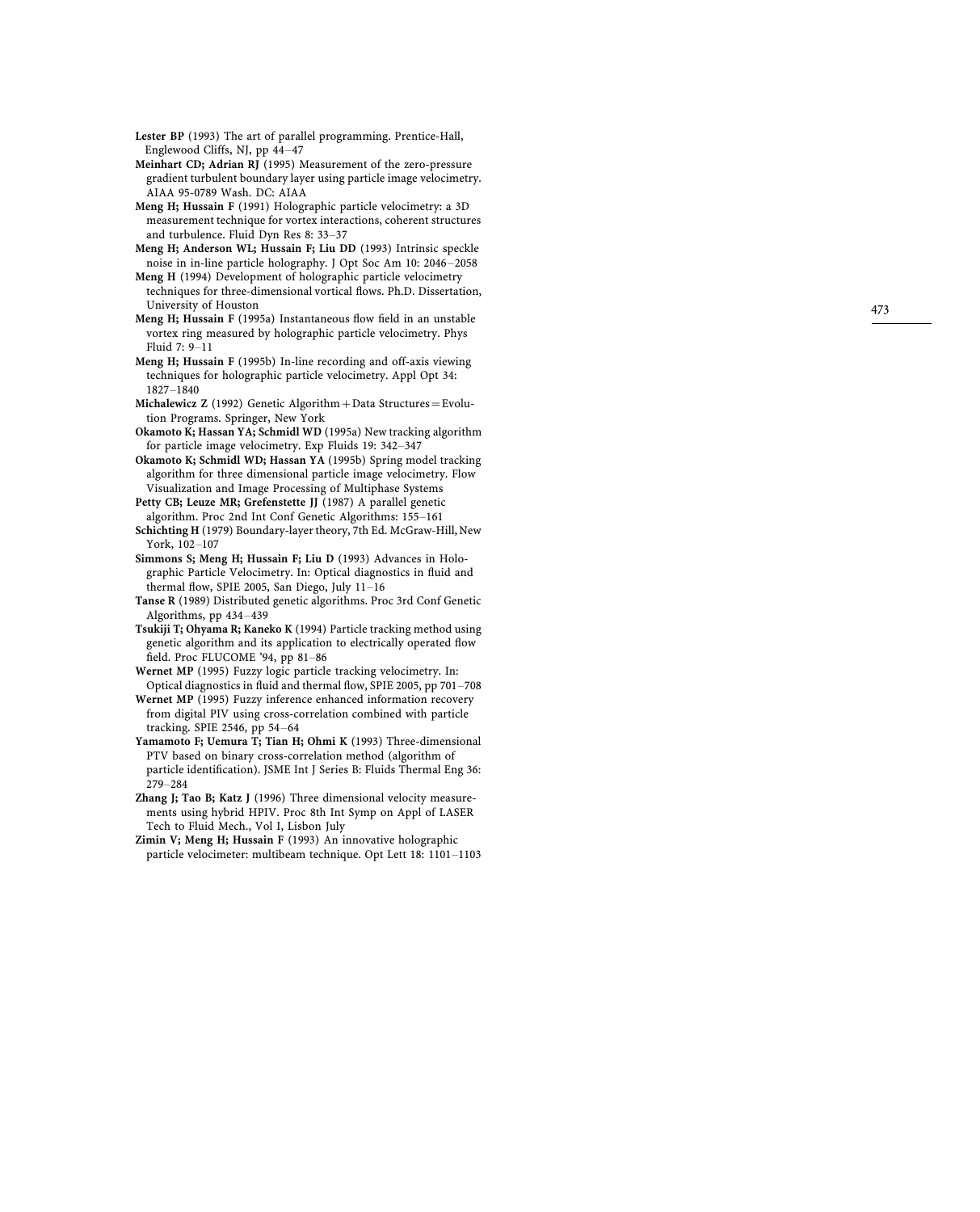**Lester BP** (1993) The art of parallel programming. Prentice-Hall, Englewood Cliffs, NJ, pp 44–47

**Meinhart CD; Adrian RJ** (1995) Measurement of the zero-pressure gradient turbulent boundary layer using particle image velocimetry. AIAA 95-0789 Wash. DC: AIAA

**Meng H; Hussain F** (1991) Holographic particle velocimetry: a 3D measurement technique for vortex interactions, coherent structures and turbulence. Fluid Dyn Res 8: 33–37

**Meng H; Anderson WL; Hussain F; Liu DD** (1993) Intrinsic speckle noise in in-line particle holography. J Opt Soc Am 10: 2046–2058

**Meng H** (1994) Development of holographic particle velocimetry techniques for three-dimensional vortical flows. Ph.D. Dissertation, University of Houston

**Meng H; Hussain F** (1995a) Instantaneous flow field in an unstable vortex ring measured by holographic particle velocimetry. Phys Fluid 7: 9–11

**Meng H; Hussain F** (1995b) In-line recording and off-axis viewing techniques for holographic particle velocimetry. Appl Opt 34: 1827–1840

**Michalewicz Z** (1992) Genetic Algorithm + Data Structures = Evolution Programs. Springer, New York

**Okamoto K; Hassan YA; Schmidl WD** (1995a) New tracking algorithm for particle image velocimetry. Exp Fluids 19: 342–347

**Okamoto K; Schmidl WD; Hassan YA** (1995b) Spring model tracking algorithm for three dimensional particle image velocimetry. Flow Visualization and Image Processing of Multiphase Systems

**Petty CB; Leuze MR; Grefenstette JJ** (1987) A parallel genetic algorithm. Proc 2nd Int Conf Genetic Algorithms: 155–161

**Schichting H** (1979) Boundary-layer theory, 7th Ed. McGraw-Hill, New York, 102–107

**Simmons S; Meng H; Hussain F; Liu D** (1993) Advances in Holographic Particle Velocimetry. In: Optical diagnostics in fluid and thermal flow, SPIE 2005, San Diego, July 11–16

**Tanse R** (1989) Distributed genetic algorithms. Proc 3rd Conf Genetic Algorithms, pp 434–439

**Tsukiji T; Ohyama R; Kaneko K** (1994) Particle tracking method using genetic algorithm and its application to electrically operated flow field. Proc FLUCOME '94, pp 81–86

**Wernet MP** (1995) Fuzzy logic particle tracking velocimetry. In: Optical diagnostics in fluid and thermal flow, SPIE 2005, pp 701–708

**Wernet MP** (1995) Fuzzy inference enhanced information recovery from digital PIV using cross-correlation combined with particle tracking. SPIE 2546, pp 54–64

**Yamamoto F; Uemura T; Tian H; Ohmi K** (1993) Three-dimensional PTV based on binary cross-correlation method (algorithm of particle identification). JSME Int J Series B: Fluids Thermal Eng 36: 279–284

**Zhang J; Tao B; Katz J** (1996) Three dimensional velocity measurements using hybrid HPIV. Proc 8th Int Symp on Appl of LASER Tech to Fluid Mech., Vol I, Lisbon July

**Zimin V; Meng H; Hussain F** (1993) An innovative holographic particle velocimeter: multibeam technique. Opt Lett 18: 1101–1103